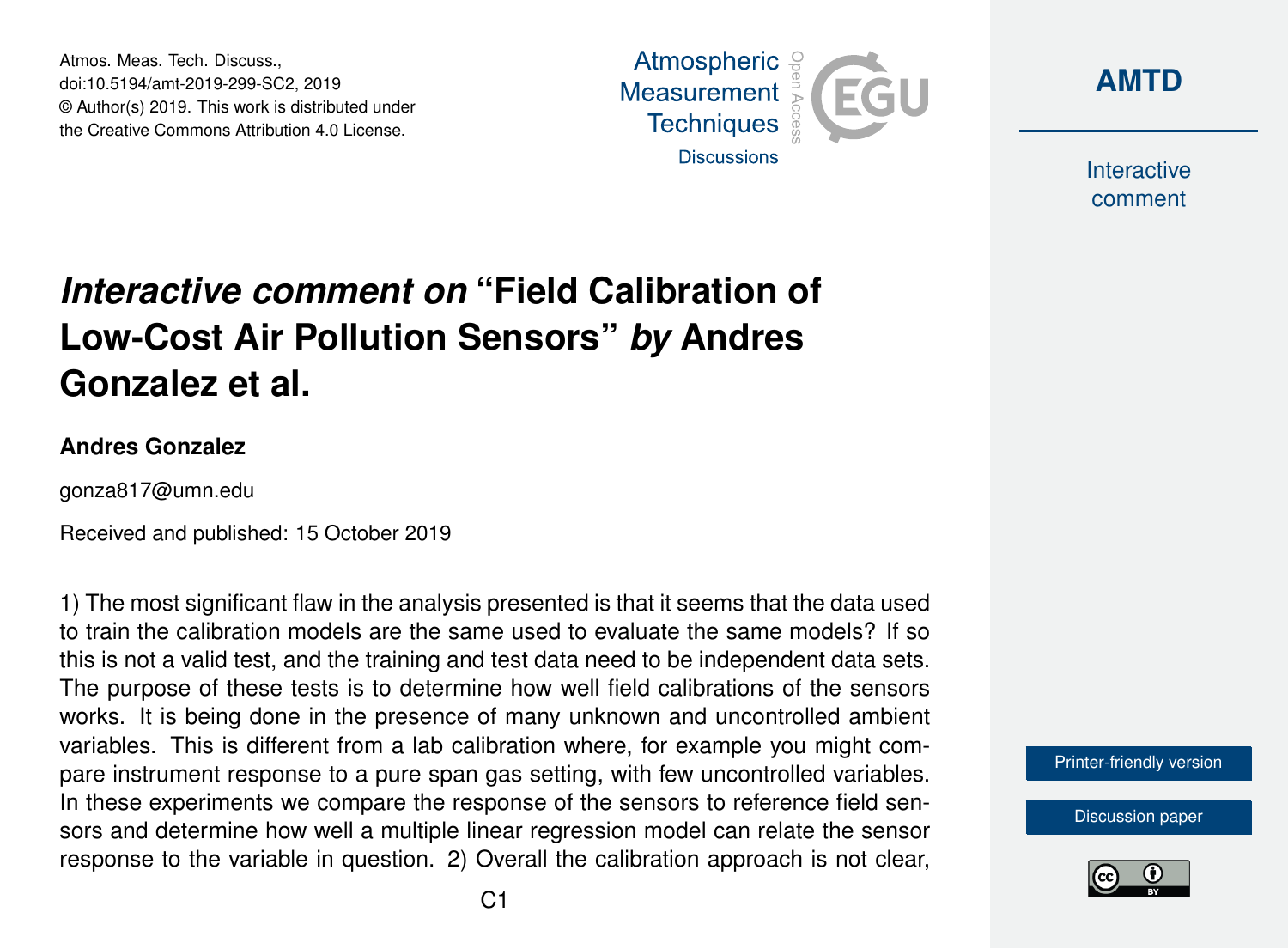Atmos. Meas. Tech. Discuss.,
doi:10.5194/amt-2019-299-SC2, 2019
© Author(s) 2019. This work is distributed under
the Creative Commons Attribution 4.0 License.

# *Interactive comment on* "Field Calibration of Low-Cost Air Pollution Sensors" *by* Andres Gonzalez et al.

**Andres Gonzalez**

gonza817@umn.edu

Received and published: 15 October 2019

1) The most significant flaw in the analysis presented is that it seems that the data used to train the calibration models are the same used to evaluate the same models? If so this is not a valid test, and the training and test data need to be independent data sets. The purpose of these tests is to determine how well field calibrations of the sensors works. It is being done in the presence of many unknown and uncontrolled ambient variables. This is different from a lab calibration where, for example you might compare instrument response to a pure span gas setting, with few uncontrolled variables. In these experiments we compare the response of the sensors to reference field sensors and determine how well a multiple linear regression model can relate the sensor response to the variable in question. 2) Overall the calibration approach is not clear,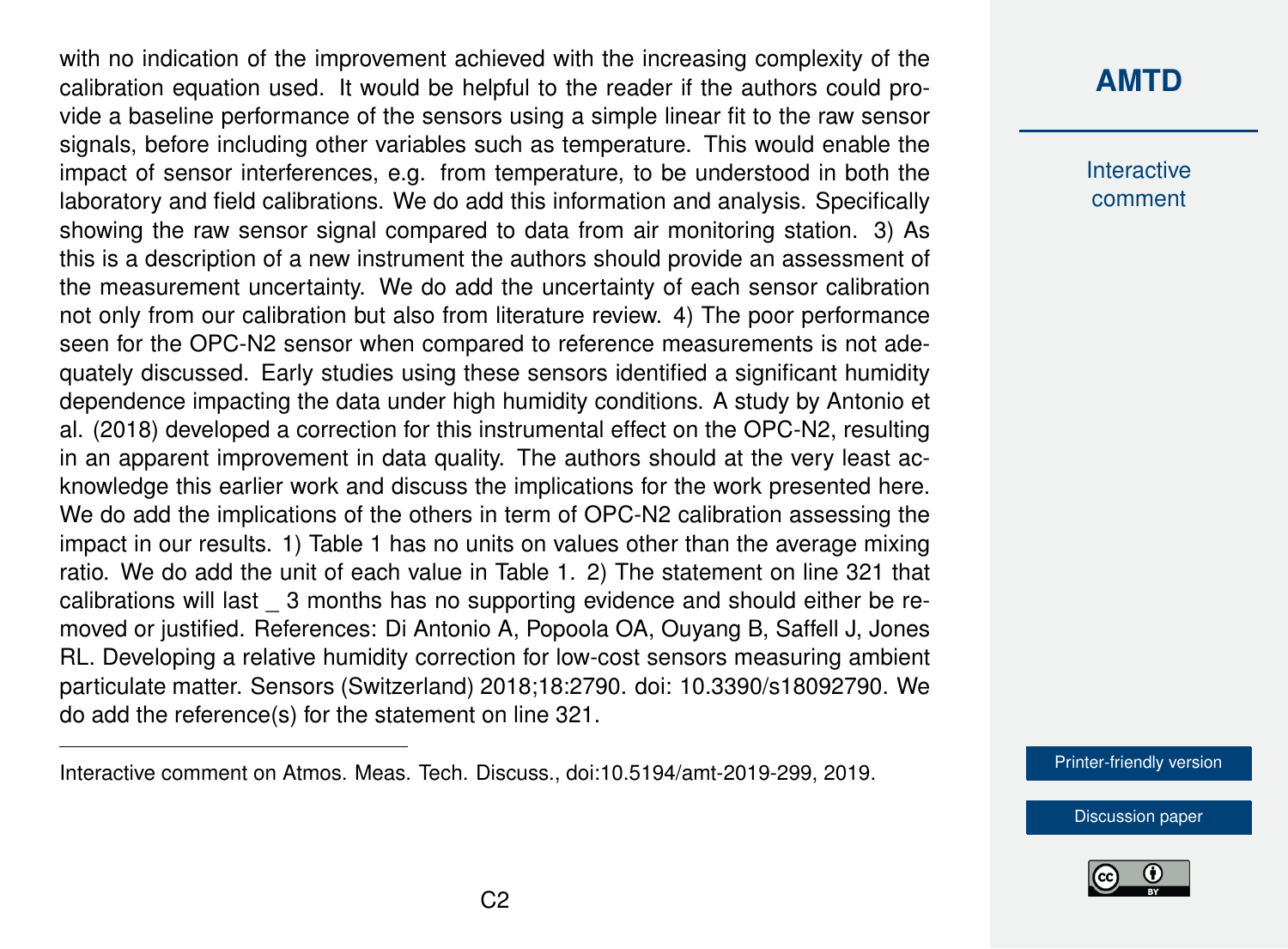with no indication of the improvement achieved with the increasing complexity of the calibration equation used. It would be helpful to the reader if the authors could provide a baseline performance of the sensors using a simple linear fit to the raw sensor signals, before including other variables such as temperature. This would enable the impact of sensor interferences, e.g. from temperature, to be understood in both the laboratory and field calibrations. We do add this information and analysis. Specifically showing the raw sensor signal compared to data from air monitoring station. 3) As this is a description of a new instrument the authors should provide an assessment of the measurement uncertainty. We do add the uncertainty of each sensor calibration not only from our calibration but also from literature review. 4) The poor performance seen for the OPC-N2 sensor when compared to reference measurements is not adequately discussed. Early studies using these sensors identified a significant humidity dependence impacting the data under high humidity conditions. A study by Antonio et al. (2018) developed a correction for this instrumental effect on the OPC-N2, resulting in an apparent improvement in data quality. The authors should at the very least acknowledge this earlier work and discuss the implications for the work presented here. We do add the implications of the others in term of OPC-N2 calibration assessing the impact in our results. 1) Table 1 has no units on values other than the average mixing ratio. We do add the unit of each value in Table 1. 2) The statement on line 321 that calibrations will last _ 3 months has no supporting evidence and should either be removed or justified. References: Di Antonio A, Popoola OA, Ouyang B, Saffell J, Jones RL. Developing a relative humidity correction for low-cost sensors measuring ambient particulate matter. Sensors (Switzerland) 2018;18:2790. doi: 10.3390/s18092790. We do add the reference(s) for the statement on line 321.

---

Interactive comment on Atmos. Meas. Tech. Discuss., doi:10.5194/amt-2019-299, 2019.